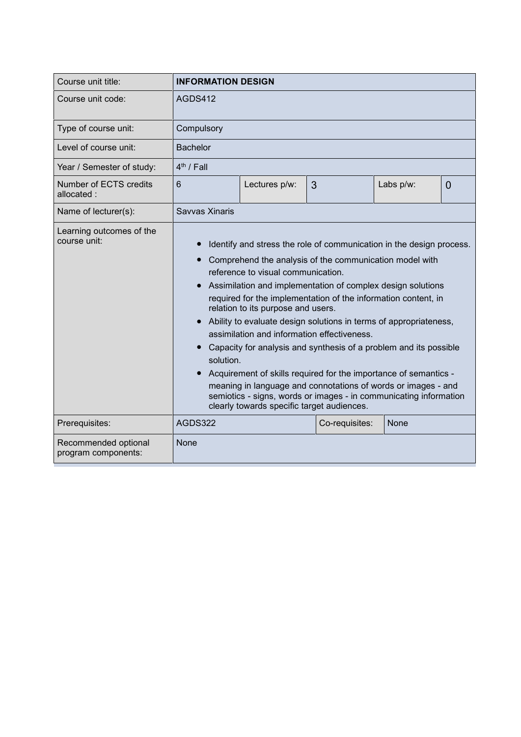| Course unit title: | **INFORMATION DESIGN** | | | | |
|---|---|---|---|---|---|
| Course unit code: | AGDS412 | | | | |
| Type of course unit: | Compulsory | | | | |
| Level of course unit: | Bachelor | | | | |
| Year / Semester of study: | 4th / Fall | | | | |
| Number of ECTS credits allocated : | 6 | Lectures p/w: | 3 | Labs p/w: | 0 |
| Name of lecturer(s): | Savvas Xinaris | | | | |
| Learning outcomes of the course unit: | • Identify and stress the role of communication in the design process.<br>• Comprehend the analysis of the communication model with reference to visual communication.<br>• Assimilation and implementation of complex design solutions required for the implementation of the information content, in relation to its purpose and users.<br>• Ability to evaluate design solutions in terms of appropriateness, assimilation and information effectiveness.<br>• Capacity for analysis and synthesis of a problem and its possible solution.<br>• Acquirement of skills required for the importance of semantics - meaning in language and connotations of words or images - and semiotics - signs, words or images - in communicating information clearly towards specific target audiences. | | | | |
| Prerequisites: | AGDS322 | | Co-requisites: | None | |
| Recommended optional program components: | None | | | | |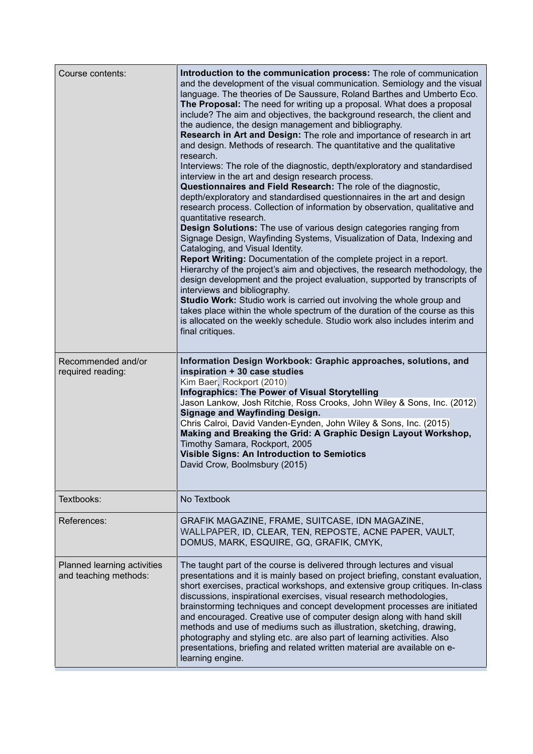| | |
|---|---|
| Course contents: | **Introduction to the communication process:** The role of communication and the development of the visual communication. Semiology and the visual language. The theories of De Saussure, Roland Barthes and Umberto Eco.<br>**The Proposal:** The need for writing up a proposal. What does a proposal include? The aim and objectives, the background research, the client and the audience, the design management and bibliography.<br>**Research in Art and Design:** The role and importance of research in art and design. Methods of research. The quantitative and the qualitative research.<br>Interviews: The role of the diagnostic, depth/exploratory and standardised interview in the art and design research process.<br>**Questionnaires and Field Research:** The role of the diagnostic, depth/exploratory and standardised questionnaires in the art and design research process. Collection of information by observation, qualitative and quantitative research.<br>**Design Solutions:** The use of various design categories ranging from Signage Design, Wayfinding Systems, Visualization of Data, Indexing and Cataloging, and Visual Identity.<br>**Report Writing:** Documentation of the complete project in a report. Hierarchy of the project's aim and objectives, the research methodology, the design development and the project evaluation, supported by transcripts of interviews and bibliography.<br>**Studio Work:** Studio work is carried out involving the whole group and takes place within the whole spectrum of the duration of the course as this is allocated on the weekly schedule. Studio work also includes interim and final critiques. |
| Recommended and/or required reading: | **Information Design Workbook: Graphic approaches, solutions, and inspiration + 30 case studies**<br>Kim Baer, Rockport (2010)<br>**Infographics: The Power of Visual Storytelling**<br>Jason Lankow, Josh Ritchie, Ross Crooks, John Wiley & Sons, Inc. (2012)<br>**Signage and Wayfinding Design.**<br>Chris Calroi, David Vanden-Eynden, John Wiley & Sons, Inc. (2015)<br>**Making and Breaking the Grid: A Graphic Design Layout Workshop,**<br>Timothy Samara, Rockport, 2005<br>**Visible Signs: An Introduction to Semiotics**<br>David Crow, Boolmsbury (2015) |
| Textbooks: | No Textbook |
| References: | GRAFIK MAGAZINE, FRAME, SUITCASE, IDN MAGAZINE, WALLPAPER, ID, CLEAR, TEN, REPOSTE, ACNE PAPER, VAULT, DOMUS, MARK, ESQUIRE, GQ, GRAFIK, CMYK, |
| Planned learning activities and teaching methods: | The taught part of the course is delivered through lectures and visual presentations and it is mainly based on project briefing, constant evaluation, short exercises, practical workshops, and extensive group critiques. In-class discussions, inspirational exercises, visual research methodologies, brainstorming techniques and concept development processes are initiated and encouraged. Creative use of computer design along with hand skill methods and use of mediums such as illustration, sketching, drawing, photography and styling etc. are also part of learning activities. Also presentations, briefing and related written material are available on e-learning engine. |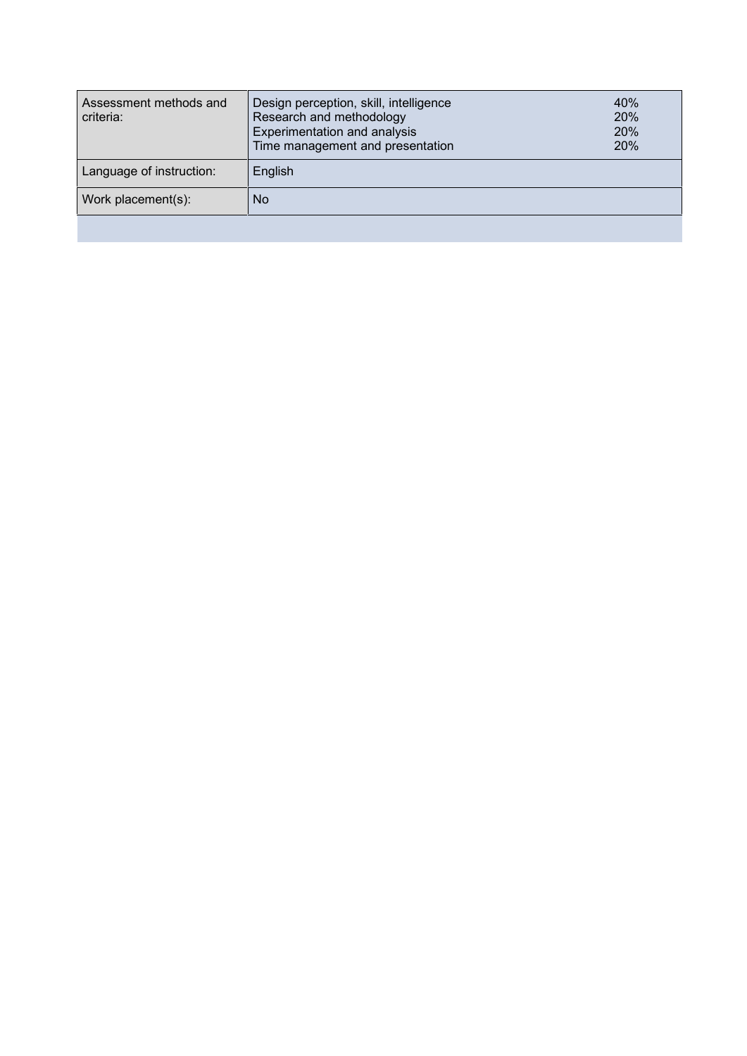| | |
|---|---|
| Assessment methods and criteria: | Design perception, skill, intelligence 40%<br>Research and methodology 20%<br>Experimentation and analysis 20%<br>Time management and presentation 20% |
| Language of instruction: | English |
| Work placement(s): | No |